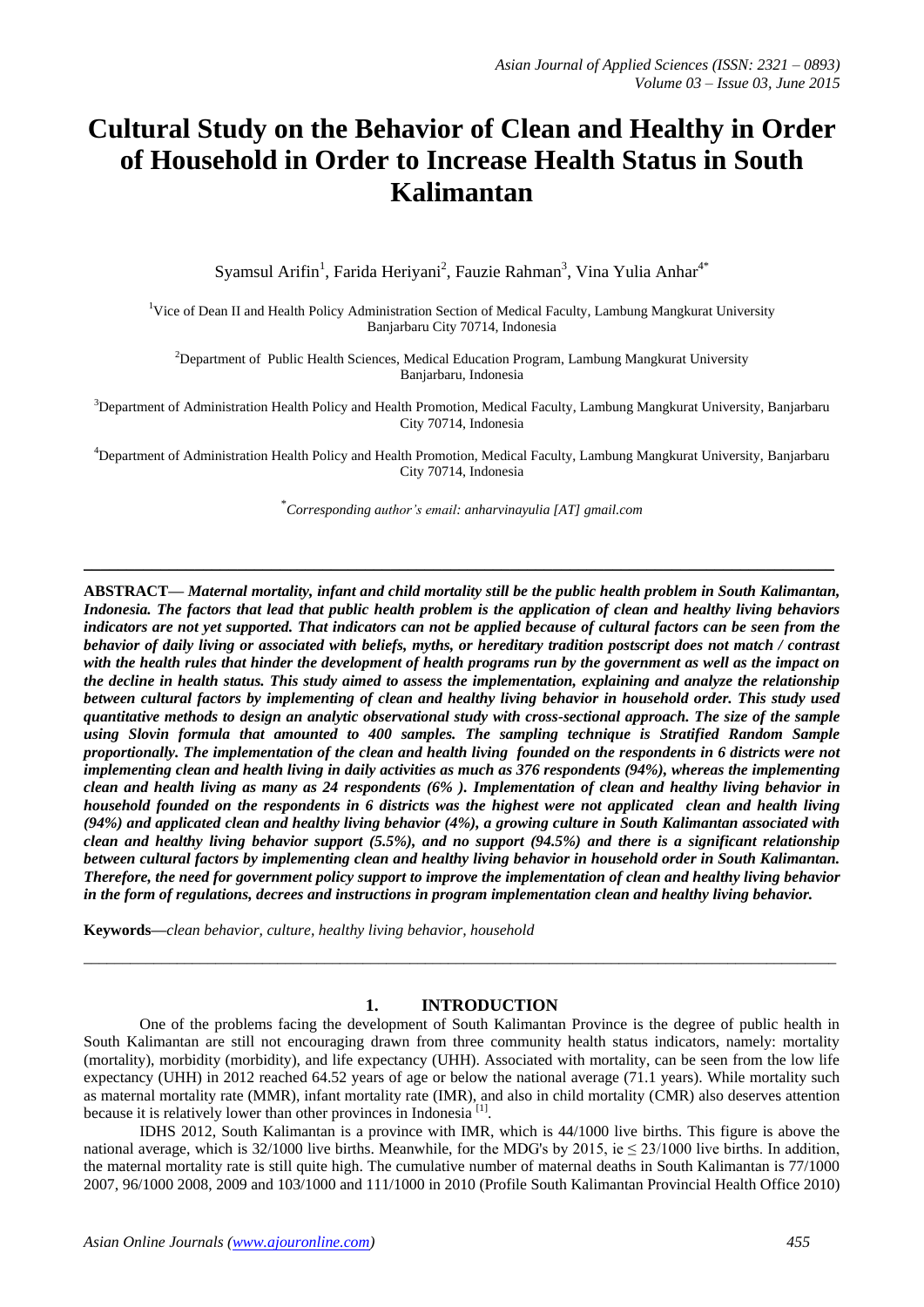# Cultural Study on the Behavior of Clean and Healthy in Order of Household in Order to Increase Health Status in South Kalimantan

Syamsul Arifin[1], Farida Heriyani[2], Fauzie Rahman[3], Vina Yulia Anhar[4*]

[1]Vice of Dean II and Health Policy Administration Section of Medical Faculty, Lambung Mangkurat University Banjarbaru City 70714, Indonesia

[2]Department of Public Health Sciences, Medical Education Program, Lambung Mangkurat University Banjarbaru, Indonesia

[3]Department of Administration Health Policy and Health Promotion, Medical Faculty, Lambung Mangkurat University, Banjarbaru City 70714, Indonesia

[4]Department of Administration Health Policy and Health Promotion, Medical Faculty, Lambung Mangkurat University, Banjarbaru City 70714, Indonesia

[*]*Corresponding author's email: anharvinayulia [AT] gmail.com*

---

**ABSTRACT—** ***Maternal mortality, infant and child mortality still be the public health problem in South Kalimantan, Indonesia. The factors that lead that public health problem is the application of clean and healthy living behaviors indicators are not yet supported. That indicators can not be applied because of cultural factors can be seen from the behavior of daily living or associated with beliefs, myths, or hereditary tradition postscript does not match / contrast with the health rules that hinder the development of health programs run by the government as well as the impact on the decline in health status. This study aimed to assess the implementation, explaining and analyze the relationship between cultural factors by implementing of clean and healthy living behavior in household order. This study used quantitative methods to design an analytic observational study with cross-sectional approach. The size of the sample using Slovin formula that amounted to 400 samples. The sampling technique is Stratified Random Sample proportionally. The implementation of the clean and health living founded on the respondents in 6 districts were not implementing clean and health living in daily activities as much as 376 respondents (94%), whereas the implementing clean and health living as many as 24 respondents (6% ). Implementation of clean and healthy living behavior in household founded on the respondents in 6 districts was the highest were not applicated clean and health living (94%) and applicated clean and healthy living behavior (4%), a growing culture in South Kalimantan associated with clean and healthy living behavior support (5.5%), and no support (94.5%) and there is a significant relationship between cultural factors by implementing clean and healthy living behavior in household order in South Kalimantan. Therefore, the need for government policy support to improve the implementation of clean and healthy living behavior in the form of regulations, decrees and instructions in program implementation clean and healthy living behavior.***

**Keywords—***clean behavior, culture, healthy living behavior, household*

---

## 1. INTRODUCTION

One of the problems facing the development of South Kalimantan Province is the degree of public health in South Kalimantan are still not encouraging drawn from three community health status indicators, namely: mortality (mortality), morbidity (morbidity), and life expectancy (UHH). Associated with mortality, can be seen from the low life expectancy (UHH) in 2012 reached 64.52 years of age or below the national average (71.1 years). While mortality such as maternal mortality rate (MMR), infant mortality rate (IMR), and also in child mortality (CMR) also deserves attention because it is relatively lower than other provinces in Indonesia [1].

IDHS 2012, South Kalimantan is a province with IMR, which is 44/1000 live births. This figure is above the national average, which is 32/1000 live births. Meanwhile, for the MDG's by 2015, ie ≤ 23/1000 live births. In addition, the maternal mortality rate is still quite high. The cumulative number of maternal deaths in South Kalimantan is 77/1000 2007, 96/1000 2008, 2009 and 103/1000 and 111/1000 in 2010 (Profile South Kalimantan Provincial Health Office 2010)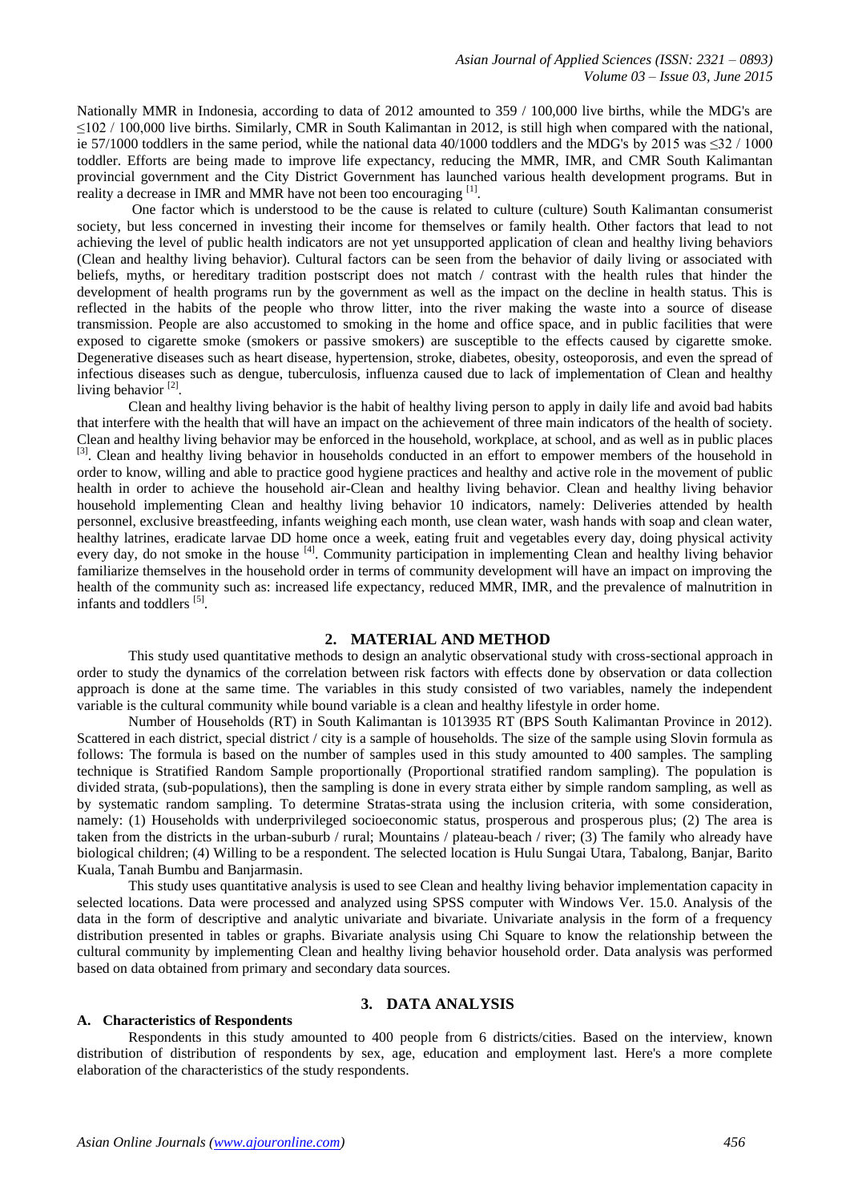Nationally MMR in Indonesia, according to data of 2012 amounted to 359 / 100,000 live births, while the MDG's are ≤102 / 100,000 live births. Similarly, CMR in South Kalimantan in 2012, is still high when compared with the national, ie 57/1000 toddlers in the same period, while the national data 40/1000 toddlers and the MDG's by 2015 was ≤32 / 1000 toddler. Efforts are being made to improve life expectancy, reducing the MMR, IMR, and CMR South Kalimantan provincial government and the City District Government has launched various health development programs. But in reality a decrease in IMR and MMR have not been too encouraging [1].

One factor which is understood to be the cause is related to culture (culture) South Kalimantan consumerist society, but less concerned in investing their income for themselves or family health. Other factors that lead to not achieving the level of public health indicators are not yet unsupported application of clean and healthy living behaviors (Clean and healthy living behavior). Cultural factors can be seen from the behavior of daily living or associated with beliefs, myths, or hereditary tradition postscript does not match / contrast with the health rules that hinder the development of health programs run by the government as well as the impact on the decline in health status. This is reflected in the habits of the people who throw litter, into the river making the waste into a source of disease transmission. People are also accustomed to smoking in the home and office space, and in public facilities that were exposed to cigarette smoke (smokers or passive smokers) are susceptible to the effects caused by cigarette smoke. Degenerative diseases such as heart disease, hypertension, stroke, diabetes, obesity, osteoporosis, and even the spread of infectious diseases such as dengue, tuberculosis, influenza caused due to lack of implementation of Clean and healthy living behavior [2].

Clean and healthy living behavior is the habit of healthy living person to apply in daily life and avoid bad habits that interfere with the health that will have an impact on the achievement of three main indicators of the health of society. Clean and healthy living behavior may be enforced in the household, workplace, at school, and as well as in public places [3]. Clean and healthy living behavior in households conducted in an effort to empower members of the household in order to know, willing and able to practice good hygiene practices and healthy and active role in the movement of public health in order to achieve the household air-Clean and healthy living behavior. Clean and healthy living behavior household implementing Clean and healthy living behavior 10 indicators, namely: Deliveries attended by health personnel, exclusive breastfeeding, infants weighing each month, use clean water, wash hands with soap and clean water, healthy latrines, eradicate larvae DD home once a week, eating fruit and vegetables every day, doing physical activity every day, do not smoke in the house [4]. Community participation in implementing Clean and healthy living behavior familiarize themselves in the household order in terms of community development will have an impact on improving the health of the community such as: increased life expectancy, reduced MMR, IMR, and the prevalence of malnutrition in infants and toddlers [5].

## 2. MATERIAL AND METHOD

This study used quantitative methods to design an analytic observational study with cross-sectional approach in order to study the dynamics of the correlation between risk factors with effects done by observation or data collection approach is done at the same time. The variables in this study consisted of two variables, namely the independent variable is the cultural community while bound variable is a clean and healthy lifestyle in order home.

Number of Households (RT) in South Kalimantan is 1013935 RT (BPS South Kalimantan Province in 2012). Scattered in each district, special district / city is a sample of households. The size of the sample using Slovin formula as follows: The formula is based on the number of samples used in this study amounted to 400 samples. The sampling technique is Stratified Random Sample proportionally (Proportional stratified random sampling). The population is divided strata, (sub-populations), then the sampling is done in every strata either by simple random sampling, as well as by systematic random sampling. To determine Stratas-strata using the inclusion criteria, with some consideration, namely: (1) Households with underprivileged socioeconomic status, prosperous and prosperous plus; (2) The area is taken from the districts in the urban-suburb / rural; Mountains / plateau-beach / river; (3) The family who already have biological children; (4) Willing to be a respondent. The selected location is Hulu Sungai Utara, Tabalong, Banjar, Barito Kuala, Tanah Bumbu and Banjarmasin.

This study uses quantitative analysis is used to see Clean and healthy living behavior implementation capacity in selected locations. Data were processed and analyzed using SPSS computer with Windows Ver. 15.0. Analysis of the data in the form of descriptive and analytic univariate and bivariate. Univariate analysis in the form of a frequency distribution presented in tables or graphs. Bivariate analysis using Chi Square to know the relationship between the cultural community by implementing Clean and healthy living behavior household order. Data analysis was performed based on data obtained from primary and secondary data sources.

## 3. DATA ANALYSIS

### A. Characteristics of Respondents

Respondents in this study amounted to 400 people from 6 districts/cities. Based on the interview, known distribution of distribution of respondents by sex, age, education and employment last. Here's a more complete elaboration of the characteristics of the study respondents.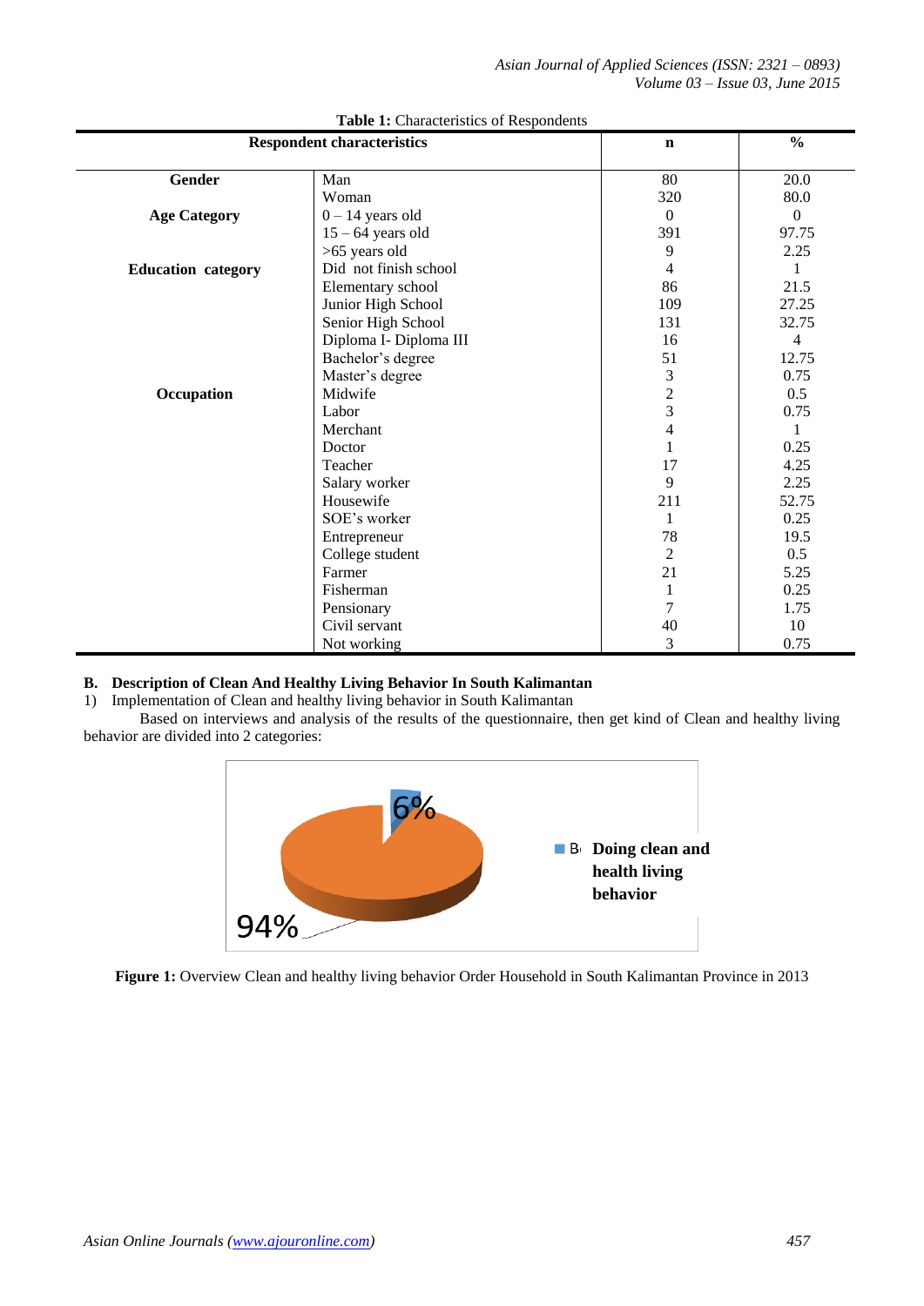**Table 1:** Characteristics of Respondents

| Respondent characteristics | | n | % |
|---|---|---|---|
| **Gender** | Man | 80 | 20.0 |
| | Woman | 320 | 80.0 |
| **Age Category** | 0 – 14 years old | 0 | 0 |
| | 15 – 64 years old | 391 | 97.75 |
| | >65 years old | 9 | 2.25 |
| **Education category** | Did not finish school | 4 | 1 |
| | Elementary school | 86 | 21.5 |
| | Junior High School | 109 | 27.25 |
| | Senior High School | 131 | 32.75 |
| | Diploma I- Diploma III | 16 | 4 |
| | Bachelor's degree | 51 | 12.75 |
| | Master's degree | 3 | 0.75 |
| **Occupation** | Midwife | 2 | 0.5 |
| | Labor | 3 | 0.75 |
| | Merchant | 4 | 1 |
| | Doctor | 1 | 0.25 |
| | Teacher | 17 | 4.25 |
| | Salary worker | 9 | 2.25 |
| | Housewife | 211 | 52.75 |
| | SOE's worker | 1 | 0.25 |
| | Entrepreneur | 78 | 19.5 |
| | College student | 2 | 0.5 |
| | Farmer | 21 | 5.25 |
| | Fisherman | 1 | 0.25 |
| | Pensionary | 7 | 1.75 |
| | Civil servant | 40 | 10 |
| | Not working | 3 | 0.75 |

**B. Description of Clean And Healthy Living Behavior In South Kalimantan**

1) Implementation of Clean and healthy living behavior in South Kalimantan

Based on interviews and analysis of the results of the questionnaire, then get kind of Clean and healthy living behavior are divided into 2 categories:

6%

94%

B Doing clean and health living behavior

**Figure 1:** Overview Clean and healthy living behavior Order Household in South Kalimantan Province in 2013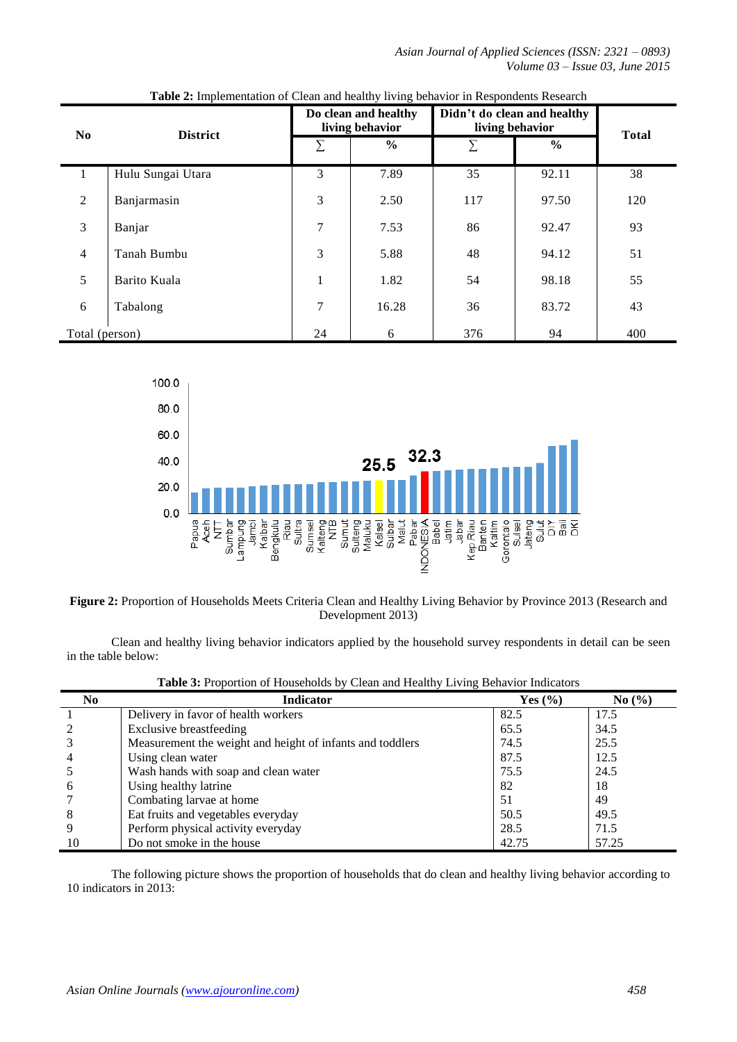**Table 2:** Implementation of Clean and healthy living behavior in Respondents Research

| No | District | Do clean and healthy living behavior | | Didn't do clean and healthy living behavior | | Total |
|---|---|---|---|---|---|---|
| | | ∑ | % | ∑ | % | |
| 1 | Hulu Sungai Utara | 3 | 7.89 | 35 | 92.11 | 38 |
| 2 | Banjarmasin | 3 | 2.50 | 117 | 97.50 | 120 |
| 3 | Banjar | 7 | 7.53 | 86 | 92.47 | 93 |
| 4 | Tanah Bumbu | 3 | 5.88 | 48 | 94.12 | 51 |
| 5 | Barito Kuala | 1 | 1.82 | 54 | 98.18 | 55 |
| 6 | Tabalong | 7 | 16.28 | 36 | 83.72 | 43 |
| Total (person) | | 24 | 6 | 376 | 94 | 400 |

**Figure 2:** Proportion of Households Meets Criteria Clean and Healthy Living Behavior by Province 2013 (Research and Development 2013)

Clean and healthy living behavior indicators applied by the household survey respondents in detail can be seen in the table below:

**Table 3:** Proportion of Households by Clean and Healthy Living Behavior Indicators

| No | Indicator | Yes (%) | No (%) |
|---|---|---|---|
| 1 | Delivery in favor of health workers | 82.5 | 17.5 |
| 2 | Exclusive breastfeeding | 65.5 | 34.5 |
| 3 | Measurement the weight and height of infants and toddlers | 74.5 | 25.5 |
| 4 | Using clean water | 87.5 | 12.5 |
| 5 | Wash hands with soap and clean water | 75.5 | 24.5 |
| 6 | Using healthy latrine | 82 | 18 |
| 7 | Combating larvae at home | 51 | 49 |
| 8 | Eat fruits and vegetables everyday | 50.5 | 49.5 |
| 9 | Perform physical activity everyday | 28.5 | 71.5 |
| 10 | Do not smoke in the house | 42.75 | 57.25 |

The following picture shows the proportion of households that do clean and healthy living behavior according to 10 indicators in 2013: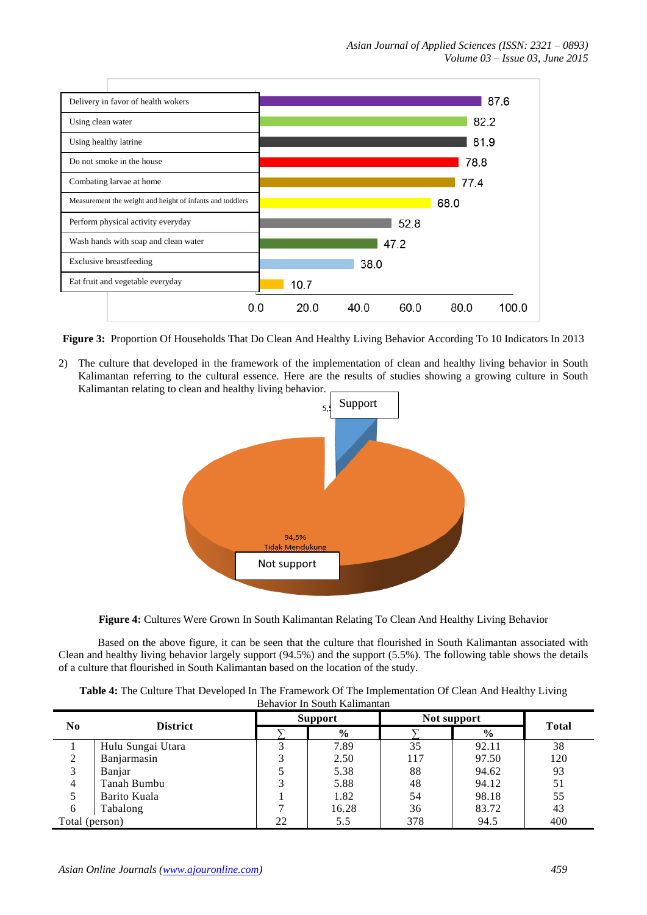**Figure 3:** Proportion Of Households That Do Clean And Healthy Living Behavior According To 10 Indicators In 2013

2) The culture that developed in the framework of the implementation of clean and healthy living behavior in South Kalimantan referring to the cultural essence. Here are the results of studies showing a growing culture in South Kalimantan relating to clean and healthy living behavior.

**Figure 4:** Cultures Were Grown In South Kalimantan Relating To Clean And Healthy Living Behavior

Based on the above figure, it can be seen that the culture that flourished in South Kalimantan associated with Clean and healthy living behavior largely support (94.5%) and the support (5.5%). The following table shows the details of a culture that flourished in South Kalimantan based on the location of the study.

**Table 4:** The Culture That Developed In The Framework Of The Implementation Of Clean And Healthy Living Behavior In South Kalimantan

| No | District | Support | | Not support | | Total |
|---|---|---|---|---|---|---|
| | | ∑ | % | ∑ | % | |
| 1 | Hulu Sungai Utara | 3 | 7.89 | 35 | 92.11 | 38 |
| 2 | Banjarmasin | 3 | 2.50 | 117 | 97.50 | 120 |
| 3 | Banjar | 5 | 5.38 | 88 | 94.62 | 93 |
| 4 | Tanah Bumbu | 3 | 5.88 | 48 | 94.12 | 51 |
| 5 | Barito Kuala | 1 | 1.82 | 54 | 98.18 | 55 |
| 6 | Tabalong | 7 | 16.28 | 36 | 83.72 | 43 |
| Total (person) | | 22 | 5.5 | 378 | 94.5 | 400 |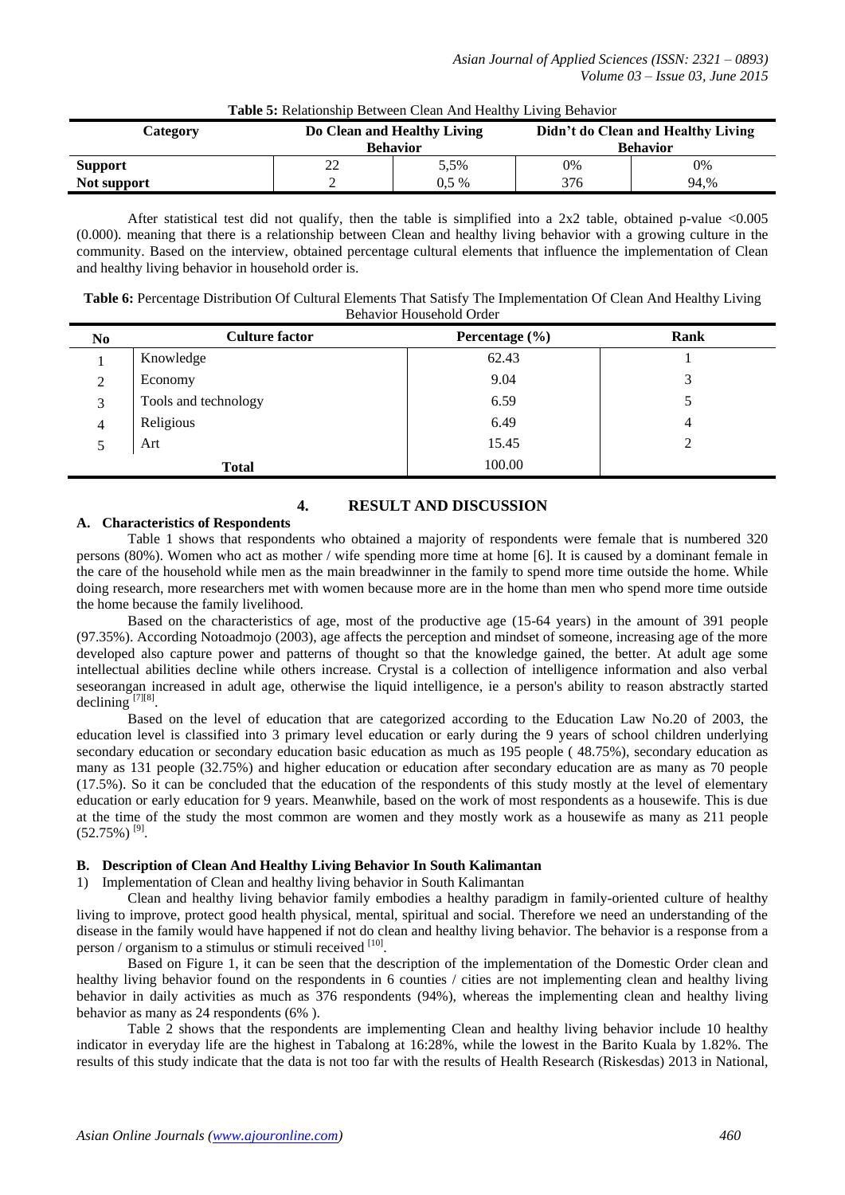**Table 5:** Relationship Between Clean And Healthy Living Behavior

| Category | Do Clean and Healthy Living Behavior | | Didn't do Clean and Healthy Living Behavior | |
|---|---|---|---|---|
| **Support** | 22 | 5,5% | 0% | 0% |
| **Not support** | 2 | 0,5 % | 376 | 94,% |

After statistical test did not qualify, then the table is simplified into a 2x2 table, obtained p-value <0.005 (0.000). meaning that there is a relationship between Clean and healthy living behavior with a growing culture in the community. Based on the interview, obtained percentage cultural elements that influence the implementation of Clean and healthy living behavior in household order is.

**Table 6:** Percentage Distribution Of Cultural Elements That Satisfy The Implementation Of Clean And Healthy Living Behavior Household Order

| No | Culture factor | Percentage (%) | Rank |
|---|---|---|---|
| 1 | Knowledge | 62.43 | 1 |
| 2 | Economy | 9.04 | 3 |
| 3 | Tools and technology | 6.59 | 5 |
| 4 | Religious | 6.49 | 4 |
| 5 | Art | 15.45 | 2 |
| | **Total** | 100.00 | |

## 4. RESULT AND DISCUSSION

### A. Characteristics of Respondents

Table 1 shows that respondents who obtained a majority of respondents were female that is numbered 320 persons (80%). Women who act as mother / wife spending more time at home [6]. It is caused by a dominant female in the care of the household while men as the main breadwinner in the family to spend more time outside the home. While doing research, more researchers met with women because more are in the home than men who spend more time outside the home because the family livelihood.

Based on the characteristics of age, most of the productive age (15-64 years) in the amount of 391 people (97.35%). According Notoadmojo (2003), age affects the perception and mindset of someone, increasing age of the more developed also capture power and patterns of thought so that the knowledge gained, the better. At adult age some intellectual abilities decline while others increase. Crystal is a collection of intelligence information and also verbal seseorangan increased in adult age, otherwise the liquid intelligence, ie a person's ability to reason abstractly started declining [7][8].

Based on the level of education that are categorized according to the Education Law No.20 of 2003, the education level is classified into 3 primary level education or early during the 9 years of school children underlying secondary education or secondary education basic education as much as 195 people ( 48.75%), secondary education as many as 131 people (32.75%) and higher education or education after secondary education are as many as 70 people (17.5%). So it can be concluded that the education of the respondents of this study mostly at the level of elementary education or early education for 9 years. Meanwhile, based on the work of most respondents as a housewife. This is due at the time of the study the most common are women and they mostly work as a housewife as many as 211 people (52.75%) [9].

### B. Description of Clean And Healthy Living Behavior In South Kalimantan

1) Implementation of Clean and healthy living behavior in South Kalimantan

Clean and healthy living behavior family embodies a healthy paradigm in family-oriented culture of healthy living to improve, protect good health physical, mental, spiritual and social. Therefore we need an understanding of the disease in the family would have happened if not do clean and healthy living behavior. The behavior is a response from a person / organism to a stimulus or stimuli received [10].

Based on Figure 1, it can be seen that the description of the implementation of the Domestic Order clean and healthy living behavior found on the respondents in 6 counties / cities are not implementing clean and healthy living behavior in daily activities as much as 376 respondents (94%), whereas the implementing clean and healthy living behavior as many as 24 respondents (6% ).

Table 2 shows that the respondents are implementing Clean and healthy living behavior include 10 healthy indicator in everyday life are the highest in Tabalong at 16:28%, while the lowest in the Barito Kuala by 1.82%. The results of this study indicate that the data is not too far with the results of Health Research (Riskesdas) 2013 in National,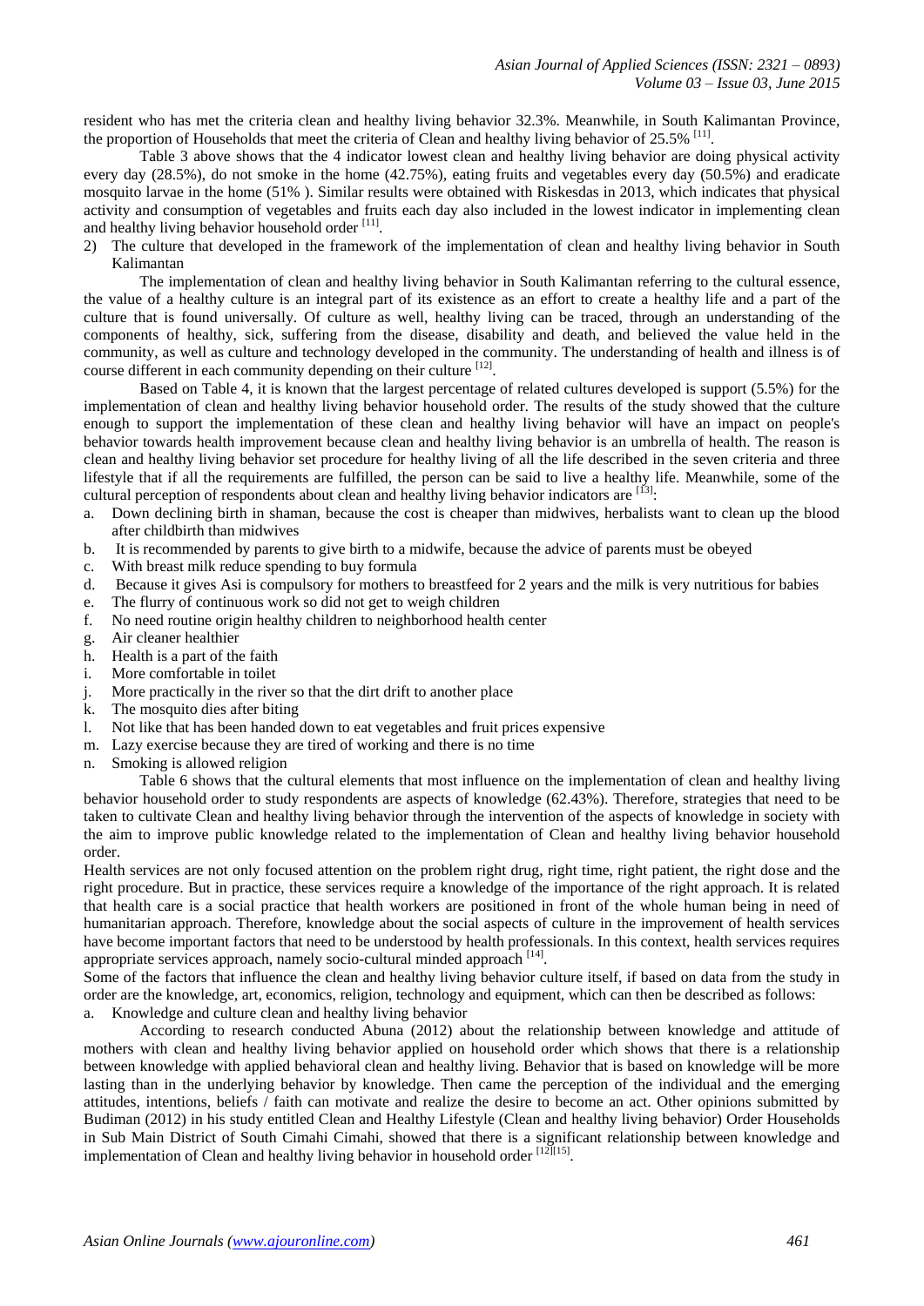resident who has met the criteria clean and healthy living behavior 32.3%. Meanwhile, in South Kalimantan Province, the proportion of Households that meet the criteria of Clean and healthy living behavior of 25.5% [11].

Table 3 above shows that the 4 indicator lowest clean and healthy living behavior are doing physical activity every day (28.5%), do not smoke in the home (42.75%), eating fruits and vegetables every day (50.5%) and eradicate mosquito larvae in the home (51% ). Similar results were obtained with Riskesdas in 2013, which indicates that physical activity and consumption of vegetables and fruits each day also included in the lowest indicator in implementing clean and healthy living behavior household order [11].

2) The culture that developed in the framework of the implementation of clean and healthy living behavior in South Kalimantan

The implementation of clean and healthy living behavior in South Kalimantan referring to the cultural essence, the value of a healthy culture is an integral part of its existence as an effort to create a healthy life and a part of the culture that is found universally. Of culture as well, healthy living can be traced, through an understanding of the components of healthy, sick, suffering from the disease, disability and death, and believed the value held in the community, as well as culture and technology developed in the community. The understanding of health and illness is of course different in each community depending on their culture [12].

Based on Table 4, it is known that the largest percentage of related cultures developed is support (5.5%) for the implementation of clean and healthy living behavior household order. The results of the study showed that the culture enough to support the implementation of these clean and healthy living behavior will have an impact on people's behavior towards health improvement because clean and healthy living behavior is an umbrella of health. The reason is clean and healthy living behavior set procedure for healthy living of all the life described in the seven criteria and three lifestyle that if all the requirements are fulfilled, the person can be said to live a healthy life. Meanwhile, some of the cultural perception of respondents about clean and healthy living behavior indicators are [13]:

a. Down declining birth in shaman, because the cost is cheaper than midwives, herbalists want to clean up the blood after childbirth than midwives
b. It is recommended by parents to give birth to a midwife, because the advice of parents must be obeyed
c. With breast milk reduce spending to buy formula
d. Because it gives Asi is compulsory for mothers to breastfeed for 2 years and the milk is very nutritious for babies
e. The flurry of continuous work so did not get to weigh children
f. No need routine origin healthy children to neighborhood health center
g. Air cleaner healthier
h. Health is a part of the faith
i. More comfortable in toilet
j. More practically in the river so that the dirt drift to another place
k. The mosquito dies after biting
l. Not like that has been handed down to eat vegetables and fruit prices expensive
m. Lazy exercise because they are tired of working and there is no time
n. Smoking is allowed religion

Table 6 shows that the cultural elements that most influence on the implementation of clean and healthy living behavior household order to study respondents are aspects of knowledge (62.43%). Therefore, strategies that need to be taken to cultivate Clean and healthy living behavior through the intervention of the aspects of knowledge in society with the aim to improve public knowledge related to the implementation of Clean and healthy living behavior household order.

Health services are not only focused attention on the problem right drug, right time, right patient, the right dose and the right procedure. But in practice, these services require a knowledge of the importance of the right approach. It is related that health care is a social practice that health workers are positioned in front of the whole human being in need of humanitarian approach. Therefore, knowledge about the social aspects of culture in the improvement of health services have become important factors that need to be understood by health professionals. In this context, health services requires appropriate services approach, namely socio-cultural minded approach [14].

Some of the factors that influence the clean and healthy living behavior culture itself, if based on data from the study in order are the knowledge, art, economics, religion, technology and equipment, which can then be described as follows:

a. Knowledge and culture clean and healthy living behavior

According to research conducted Abuna (2012) about the relationship between knowledge and attitude of mothers with clean and healthy living behavior applied on household order which shows that there is a relationship between knowledge with applied behavioral clean and healthy living. Behavior that is based on knowledge will be more lasting than in the underlying behavior by knowledge. Then came the perception of the individual and the emerging attitudes, intentions, beliefs / faith can motivate and realize the desire to become an act. Other opinions submitted by Budiman (2012) in his study entitled Clean and Healthy Lifestyle (Clean and healthy living behavior) Order Households in Sub Main District of South Cimahi Cimahi, showed that there is a significant relationship between knowledge and implementation of Clean and healthy living behavior in household order [12][15].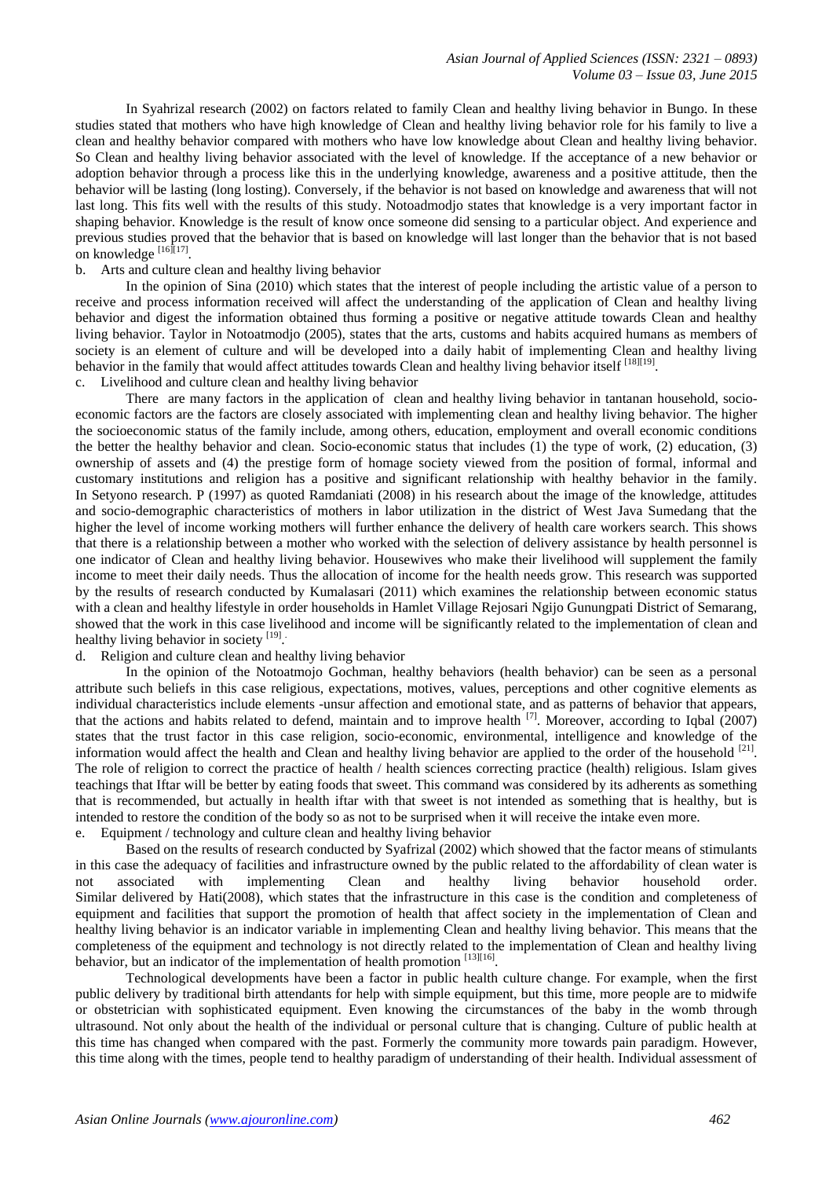In Syahrizal research (2002) on factors related to family Clean and healthy living behavior in Bungo. In these studies stated that mothers who have high knowledge of Clean and healthy living behavior role for his family to live a clean and healthy behavior compared with mothers who have low knowledge about Clean and healthy living behavior. So Clean and healthy living behavior associated with the level of knowledge. If the acceptance of a new behavior or adoption behavior through a process like this in the underlying knowledge, awareness and a positive attitude, then the behavior will be lasting (long losting). Conversely, if the behavior is not based on knowledge and awareness that will not last long. This fits well with the results of this study. Notoadmodjo states that knowledge is a very important factor in shaping behavior. Knowledge is the result of know once someone did sensing to a particular object. And experience and previous studies proved that the behavior that is based on knowledge will last longer than the behavior that is not based on knowledge [16][17].

b. Arts and culture clean and healthy living behavior

In the opinion of Sina (2010) which states that the interest of people including the artistic value of a person to receive and process information received will affect the understanding of the application of Clean and healthy living behavior and digest the information obtained thus forming a positive or negative attitude towards Clean and healthy living behavior. Taylor in Notoatmodjo (2005), states that the arts, customs and habits acquired humans as members of society is an element of culture and will be developed into a daily habit of implementing Clean and healthy living behavior in the family that would affect attitudes towards Clean and healthy living behavior itself [18][19].

c. Livelihood and culture clean and healthy living behavior

There are many factors in the application of clean and healthy living behavior in tantanan household, socio-economic factors are the factors are closely associated with implementing clean and healthy living behavior. The higher the socioeconomic status of the family include, among others, education, employment and overall economic conditions the better the healthy behavior and clean. Socio-economic status that includes (1) the type of work, (2) education, (3) ownership of assets and (4) the prestige form of homage society viewed from the position of formal, informal and customary institutions and religion has a positive and significant relationship with healthy behavior in the family. In Setyono research. P (1997) as quoted Ramdaniati (2008) in his research about the image of the knowledge, attitudes and socio-demographic characteristics of mothers in labor utilization in the district of West Java Sumedang that the higher the level of income working mothers will further enhance the delivery of health care workers search. This shows that there is a relationship between a mother who worked with the selection of delivery assistance by health personnel is one indicator of Clean and healthy living behavior. Housewives who make their livelihood will supplement the family income to meet their daily needs. Thus the allocation of income for the health needs grow. This research was supported by the results of research conducted by Kumalasari (2011) which examines the relationship between economic status with a clean and healthy lifestyle in order households in Hamlet Village Rejosari Ngijo Gunungpati District of Semarang, showed that the work in this case livelihood and income will be significantly related to the implementation of clean and healthy living behavior in society [19].

d. Religion and culture clean and healthy living behavior

In the opinion of the Notoatmojo Gochman, healthy behaviors (health behavior) can be seen as a personal attribute such beliefs in this case religious, expectations, motives, values, perceptions and other cognitive elements as individual characteristics include elements -unsur affection and emotional state, and as patterns of behavior that appears, that the actions and habits related to defend, maintain and to improve health [7]. Moreover, according to Iqbal (2007) states that the trust factor in this case religion, socio-economic, environmental, intelligence and knowledge of the information would affect the health and Clean and healthy living behavior are applied to the order of the household [21]. The role of religion to correct the practice of health / health sciences correcting practice (health) religious. Islam gives teachings that Iftar will be better by eating foods that sweet. This command was considered by its adherents as something that is recommended, but actually in health iftar with that sweet is not intended as something that is healthy, but is intended to restore the condition of the body so as not to be surprised when it will receive the intake even more.

e. Equipment / technology and culture clean and healthy living behavior

Based on the results of research conducted by Syafrizal (2002) which showed that the factor means of stimulants in this case the adequacy of facilities and infrastructure owned by the public related to the affordability of clean water is not associated with implementing Clean and healthy living behavior household order. Similar delivered by Hati(2008), which states that the infrastructure in this case is the condition and completeness of equipment and facilities that support the promotion of health that affect society in the implementation of Clean and healthy living behavior is an indicator variable in implementing Clean and healthy living behavior. This means that the completeness of the equipment and technology is not directly related to the implementation of Clean and healthy living behavior, but an indicator of the implementation of health promotion [13][16].

Technological developments have been a factor in public health culture change. For example, when the first public delivery by traditional birth attendants for help with simple equipment, but this time, more people are to midwife or obstetrician with sophisticated equipment. Even knowing the circumstances of the baby in the womb through ultrasound. Not only about the health of the individual or personal culture that is changing. Culture of public health at this time has changed when compared with the past. Formerly the community more towards pain paradigm. However, this time along with the times, people tend to healthy paradigm of understanding of their health. Individual assessment of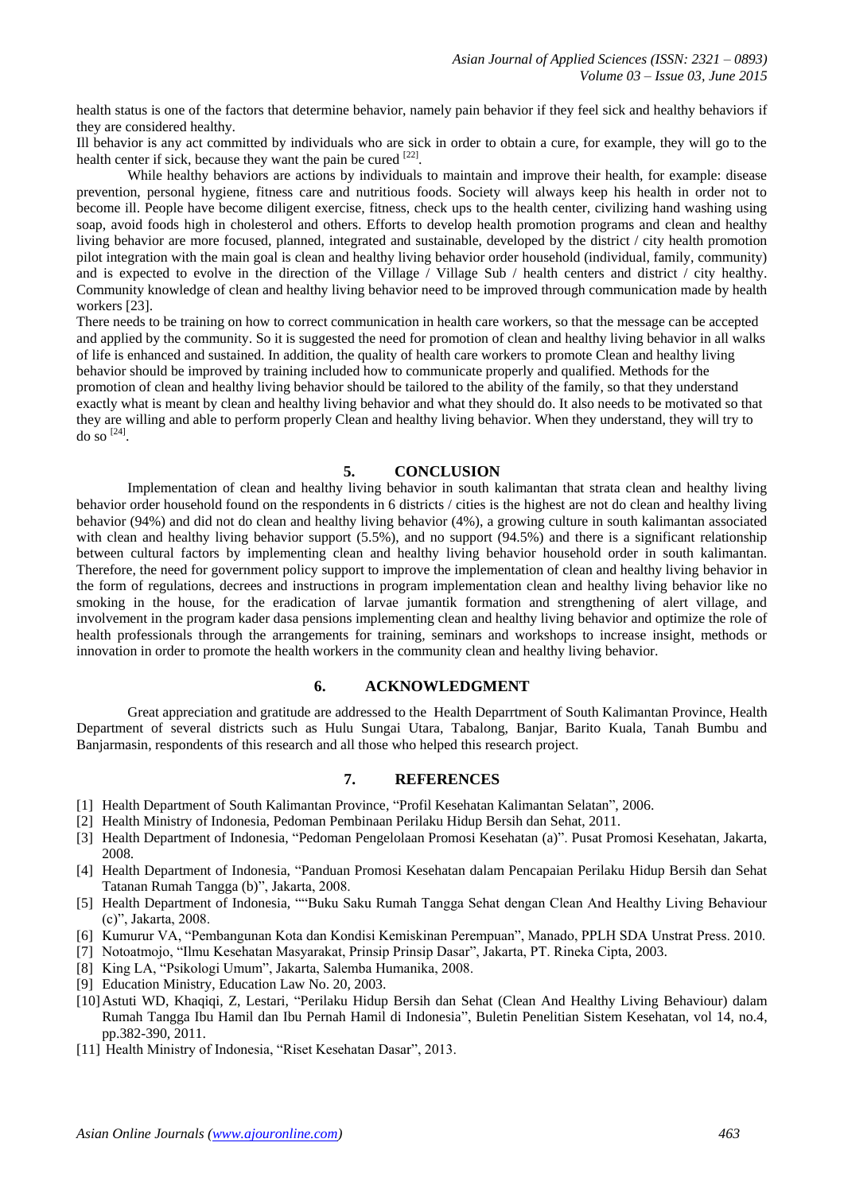health status is one of the factors that determine behavior, namely pain behavior if they feel sick and healthy behaviors if they are considered healthy.

Ill behavior is any act committed by individuals who are sick in order to obtain a cure, for example, they will go to the health center if sick, because they want the pain be cured [22].

While healthy behaviors are actions by individuals to maintain and improve their health, for example: disease prevention, personal hygiene, fitness care and nutritious foods. Society will always keep his health in order not to become ill. People have become diligent exercise, fitness, check ups to the health center, civilizing hand washing using soap, avoid foods high in cholesterol and others. Efforts to develop health promotion programs and clean and healthy living behavior are more focused, planned, integrated and sustainable, developed by the district / city health promotion pilot integration with the main goal is clean and healthy living behavior order household (individual, family, community) and is expected to evolve in the direction of the Village / Village Sub / health centers and district / city healthy. Community knowledge of clean and healthy living behavior need to be improved through communication made by health workers [23].

There needs to be training on how to correct communication in health care workers, so that the message can be accepted and applied by the community. So it is suggested the need for promotion of clean and healthy living behavior in all walks of life is enhanced and sustained. In addition, the quality of health care workers to promote Clean and healthy living behavior should be improved by training included how to communicate properly and qualified. Methods for the promotion of clean and healthy living behavior should be tailored to the ability of the family, so that they understand exactly what is meant by clean and healthy living behavior and what they should do. It also needs to be motivated so that they are willing and able to perform properly Clean and healthy living behavior. When they understand, they will try to do so [24].

## 5. CONCLUSION

Implementation of clean and healthy living behavior in south kalimantan that strata clean and healthy living behavior order household found on the respondents in 6 districts / cities is the highest are not do clean and healthy living behavior (94%) and did not do clean and healthy living behavior (4%), a growing culture in south kalimantan associated with clean and healthy living behavior support (5.5%), and no support (94.5%) and there is a significant relationship between cultural factors by implementing clean and healthy living behavior household order in south kalimantan. Therefore, the need for government policy support to improve the implementation of clean and healthy living behavior in the form of regulations, decrees and instructions in program implementation clean and healthy living behavior like no smoking in the house, for the eradication of larvae jumantik formation and strengthening of alert village, and involvement in the program kader dasa pensions implementing clean and healthy living behavior and optimize the role of health professionals through the arrangements for training, seminars and workshops to increase insight, methods or innovation in order to promote the health workers in the community clean and healthy living behavior.

## 6. ACKNOWLEDGMENT

Great appreciation and gratitude are addressed to the Health Deparrtment of South Kalimantan Province, Health Department of several districts such as Hulu Sungai Utara, Tabalong, Banjar, Barito Kuala, Tanah Bumbu and Banjarmasin, respondents of this research and all those who helped this research project.

## 7. REFERENCES

[1] Health Department of South Kalimantan Province, "Profil Kesehatan Kalimantan Selatan", 2006.

[2] Health Ministry of Indonesia, Pedoman Pembinaan Perilaku Hidup Bersih dan Sehat, 2011.

[3] Health Department of Indonesia, "Pedoman Pengelolaan Promosi Kesehatan (a)". Pusat Promosi Kesehatan, Jakarta, 2008.

[4] Health Department of Indonesia, "Panduan Promosi Kesehatan dalam Pencapaian Perilaku Hidup Bersih dan Sehat Tatanan Rumah Tangga (b)", Jakarta, 2008.

[5] Health Department of Indonesia, ""Buku Saku Rumah Tangga Sehat dengan Clean And Healthy Living Behaviour (c)", Jakarta, 2008.

[6] Kumurur VA, "Pembangunan Kota dan Kondisi Kemiskinan Perempuan", Manado, PPLH SDA Unstrat Press. 2010.

[7] Notoatmojo, "Ilmu Kesehatan Masyarakat, Prinsip Prinsip Dasar", Jakarta, PT. Rineka Cipta, 2003.

[8] King LA, "Psikologi Umum", Jakarta, Salemba Humanika, 2008.

[9] Education Ministry, Education Law No. 20, 2003.

[10] Astuti WD, Khaqiqi, Z, Lestari, "Perilaku Hidup Bersih dan Sehat (Clean And Healthy Living Behaviour) dalam Rumah Tangga Ibu Hamil dan Ibu Pernah Hamil di Indonesia", Buletin Penelitian Sistem Kesehatan, vol 14, no.4, pp.382-390, 2011.

[11] Health Ministry of Indonesia, "Riset Kesehatan Dasar", 2013.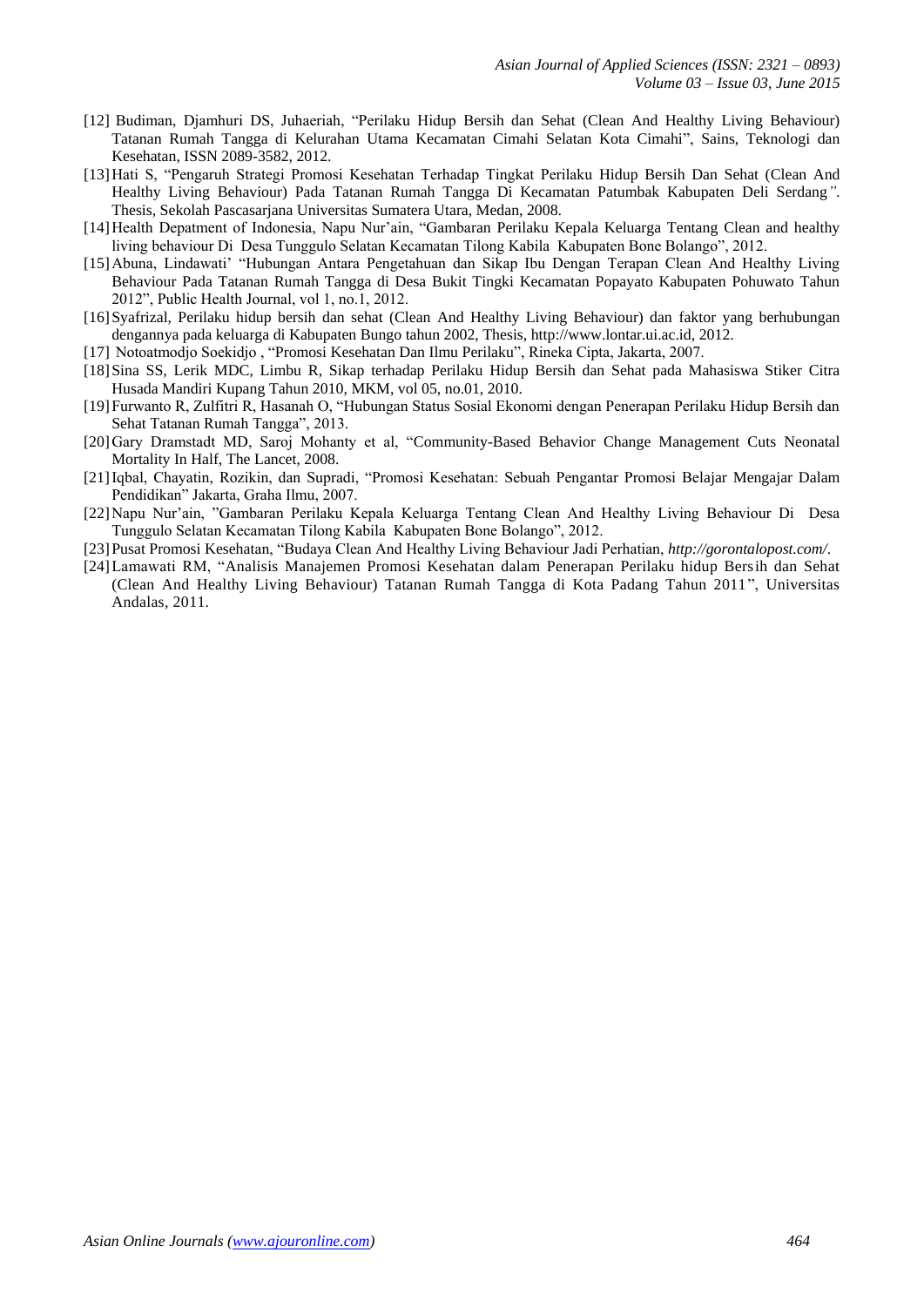[12] Budiman, Djamhuri DS, Juhaeriah, "Perilaku Hidup Bersih dan Sehat (Clean And Healthy Living Behaviour) Tatanan Rumah Tangga di Kelurahan Utama Kecamatan Cimahi Selatan Kota Cimahi", Sains, Teknologi dan Kesehatan, ISSN 2089-3582, 2012.

[13] Hati S, "Pengaruh Strategi Promosi Kesehatan Terhadap Tingkat Perilaku Hidup Bersih Dan Sehat (Clean And Healthy Living Behaviour) Pada Tatanan Rumah Tangga Di Kecamatan Patumbak Kabupaten Deli Serdang*"*. Thesis, Sekolah Pascasarjana Universitas Sumatera Utara, Medan, 2008.

[14] Health Depatment of Indonesia, Napu Nur'ain, "Gambaran Perilaku Kepala Keluarga Tentang Clean and healthy living behaviour Di Desa Tunggulo Selatan Kecamatan Tilong Kabila Kabupaten Bone Bolango", 2012.

[15] Abuna, Lindawati' "Hubungan Antara Pengetahuan dan Sikap Ibu Dengan Terapan Clean And Healthy Living Behaviour Pada Tatanan Rumah Tangga di Desa Bukit Tingki Kecamatan Popayato Kabupaten Pohuwato Tahun 2012", Public Health Journal, vol 1, no.1, 2012.

[16] Syafrizal, Perilaku hidup bersih dan sehat (Clean And Healthy Living Behaviour) dan faktor yang berhubungan dengannya pada keluarga di Kabupaten Bungo tahun 2002, Thesis, http://www.lontar.ui.ac.id, 2012.

[17] Notoatmodjo Soekidjo , "Promosi Kesehatan Dan Ilmu Perilaku", Rineka Cipta, Jakarta, 2007.

[18] Sina SS, Lerik MDC, Limbu R, Sikap terhadap Perilaku Hidup Bersih dan Sehat pada Mahasiswa Stiker Citra Husada Mandiri Kupang Tahun 2010, MKM, vol 05, no.01, 2010.

[19] Furwanto R, Zulfitri R, Hasanah O, "Hubungan Status Sosial Ekonomi dengan Penerapan Perilaku Hidup Bersih dan Sehat Tatanan Rumah Tangga", 2013.

[20] Gary Dramstadt MD, Saroj Mohanty et al, "Community-Based Behavior Change Management Cuts Neonatal Mortality In Half, The Lancet, 2008.

[21] Iqbal, Chayatin, Rozikin, dan Supradi, "Promosi Kesehatan: Sebuah Pengantar Promosi Belajar Mengajar Dalam Pendidikan" Jakarta, Graha Ilmu, 2007.

[22] Napu Nur'ain, "Gambaran Perilaku Kepala Keluarga Tentang Clean And Healthy Living Behaviour Di Desa Tunggulo Selatan Kecamatan Tilong Kabila Kabupaten Bone Bolango", 2012.

[23] Pusat Promosi Kesehatan, "Budaya Clean And Healthy Living Behaviour Jadi Perhatian, *http://gorontalopost.com/*.

[24] Lamawati RM, "Analisis Manajemen Promosi Kesehatan dalam Penerapan Perilaku hidup Bersih dan Sehat (Clean And Healthy Living Behaviour) Tatanan Rumah Tangga di Kota Padang Tahun 2011", Universitas Andalas, 2011.